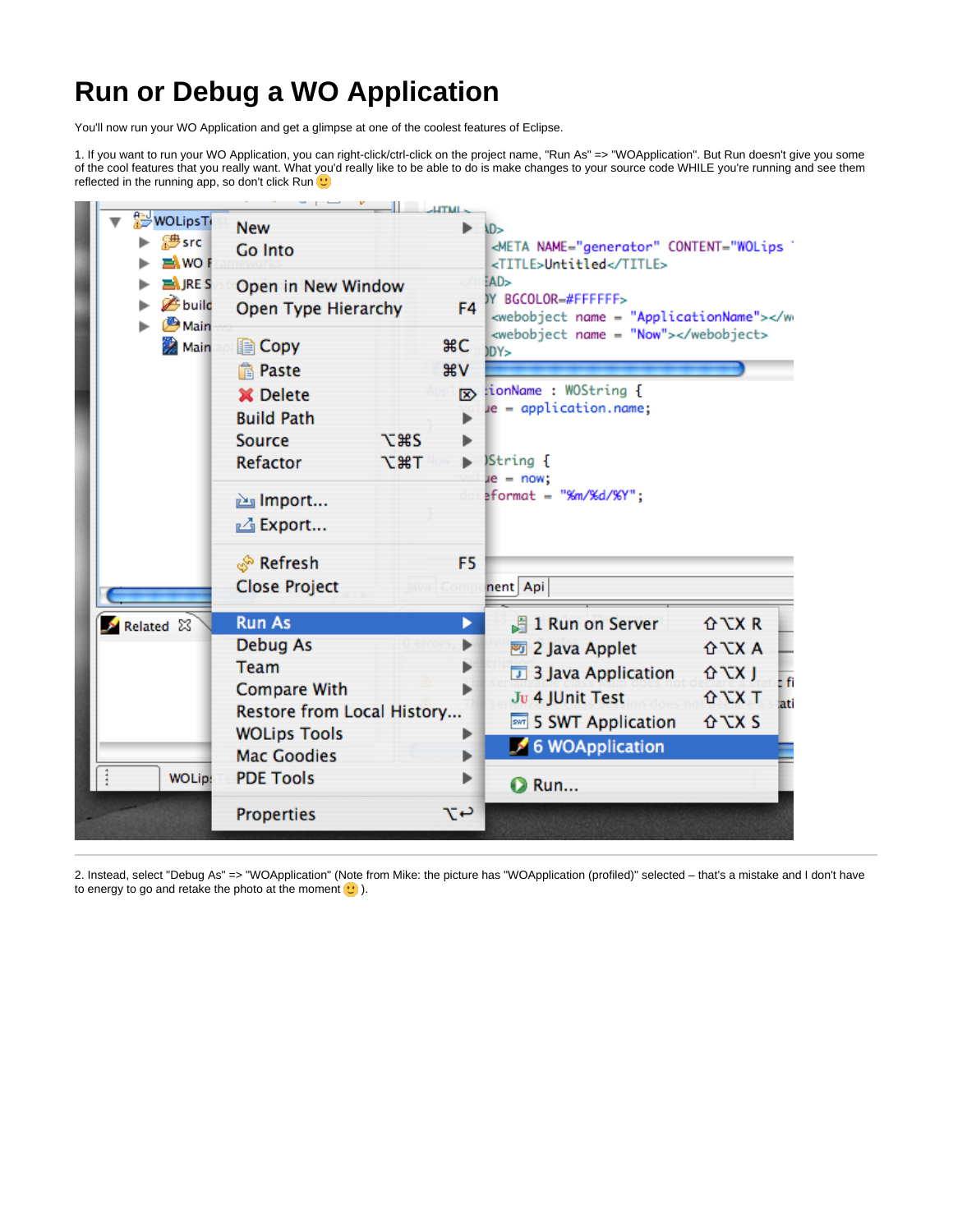# Run or Debug a WO Application

You'll now run your WO Application and get a glimpse at one of the coolest features of Eclipse.

1. If you want to run your WO Application, you can right-click/ctrl-click on the project name, "Run As" => "WOApplication". But Run doesn't give you some of the cool features that you really want. What you'd really like to be able to do is make changes to your source code WHILE you're running and see them reflected in the running app, so don't click Run 🙂

2. Instead, select "Debug As" => "WOApplication" (Note from Mike: the picture has "WOApplication (profiled)" selected – that's a mistake and I don't have to energy to go and retake the photo at the moment 🙂 ).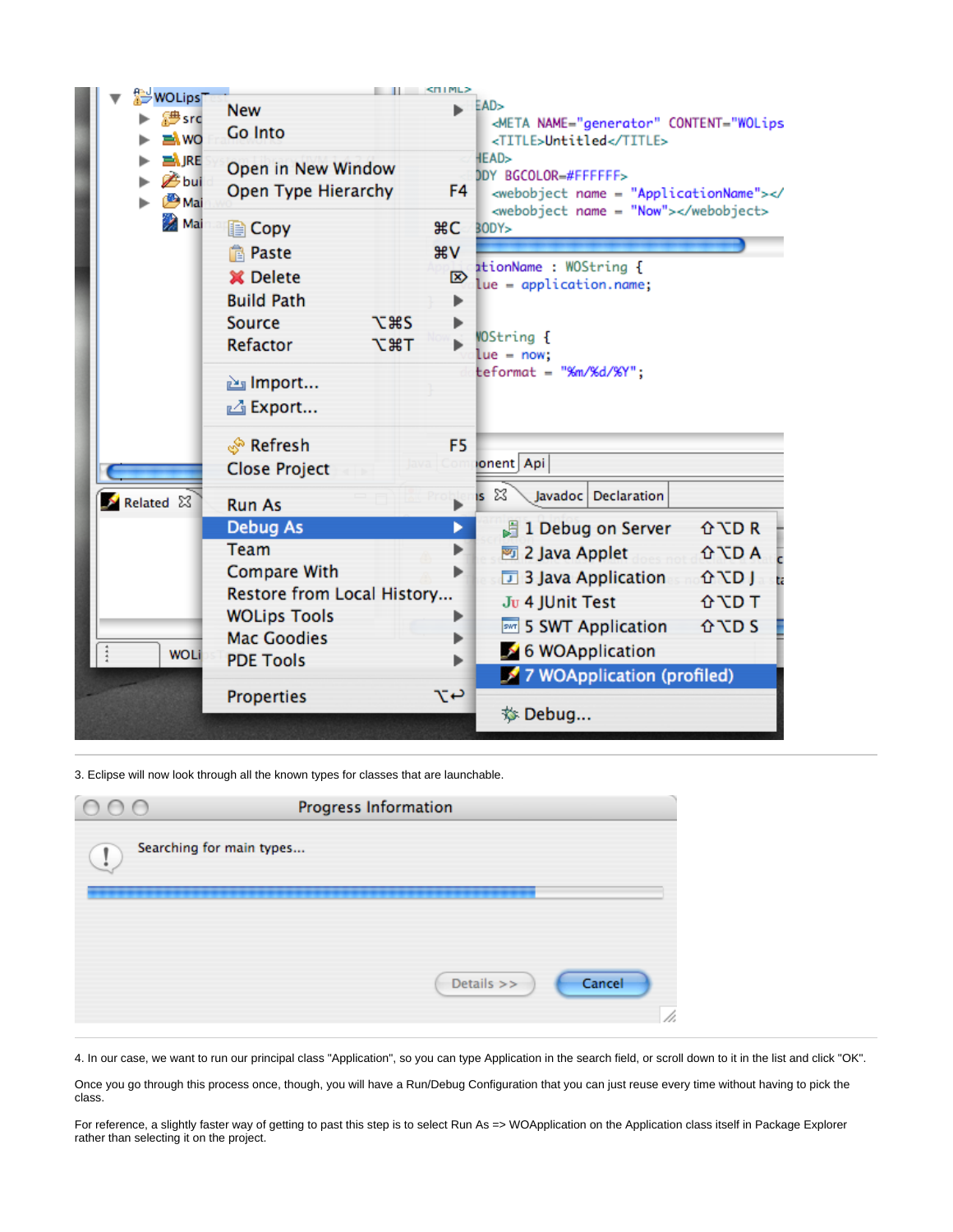3. Eclipse will now look through all the known types for classes that are launchable.

4. In our case, we want to run our principal class "Application", so you can type Application in the search field, or scroll down to it in the list and click "OK".

Once you go through this process once, though, you will have a Run/Debug Configuration that you can just reuse every time without having to pick the class.

For reference, a slightly faster way of getting to past this step is to select Run As => WOApplication on the Application class itself in Package Explorer rather than selecting it on the project.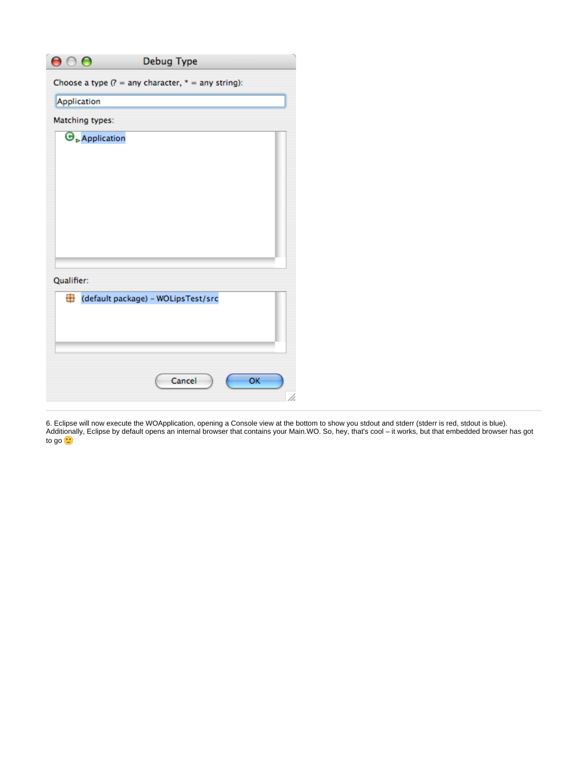6. Eclipse will now execute the WOApplication, opening a Console view at the bottom to show you stdout and stderr (stderr is red, stdout is blue). Additionally, Eclipse by default opens an internal browser that contains your Main.WO. So, hey, that's cool – it works, but that embedded browser has got to go 🙂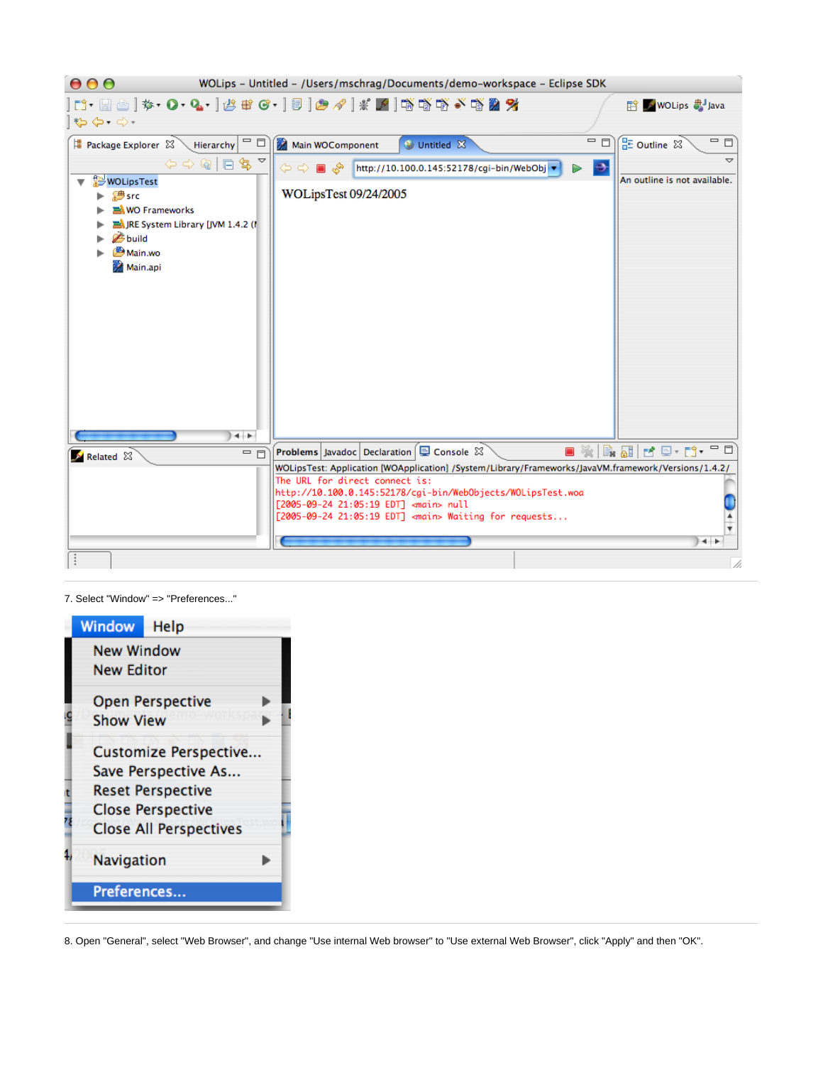7. Select "Window" => "Preferences..."

8. Open "General", select "Web Browser", and change "Use internal Web browser" to "Use external Web Browser", click "Apply" and then "OK".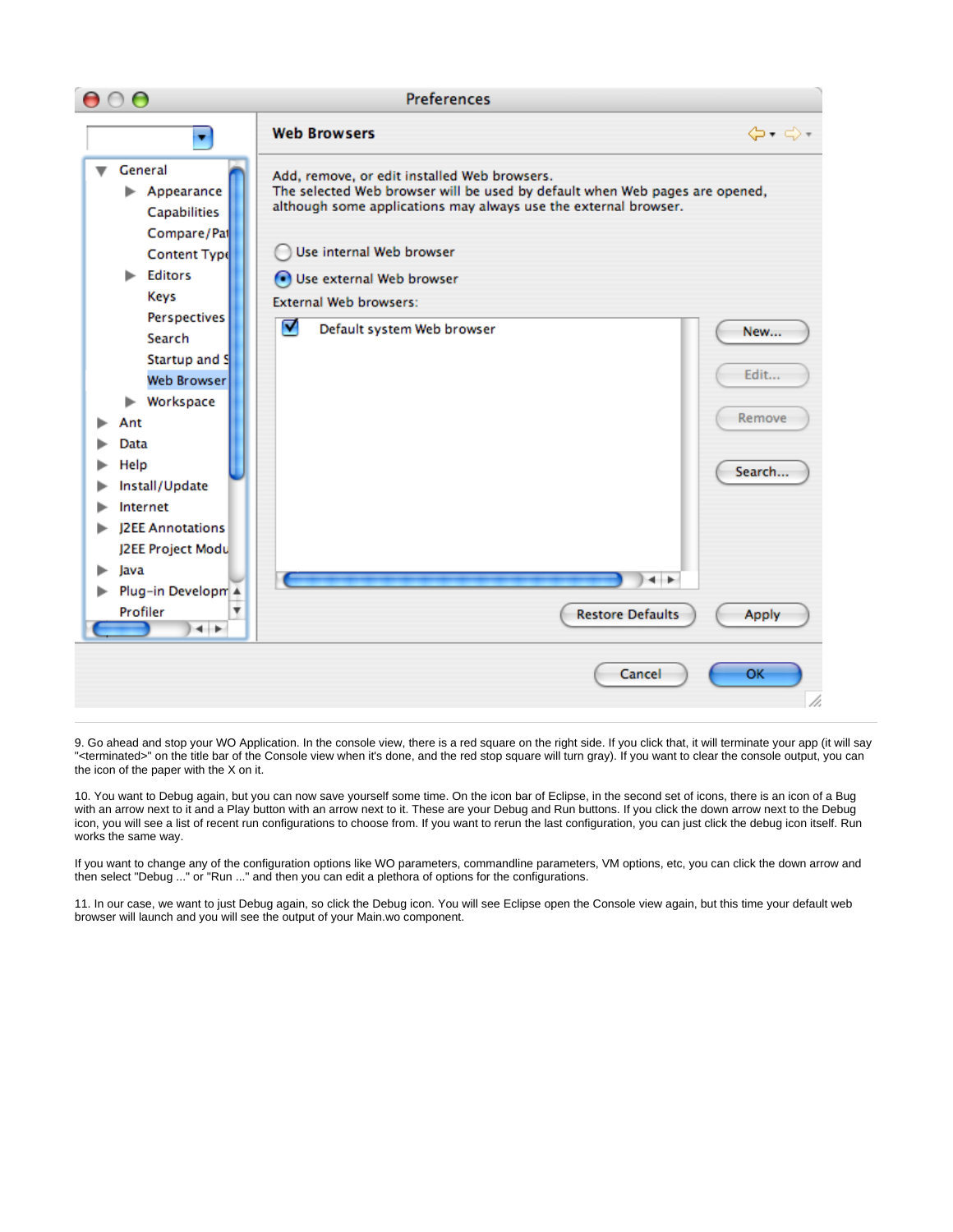9. Go ahead and stop your WO Application. In the console view, there is a red square on the right side. If you click that, it will terminate your app (it will say "<terminated>" on the title bar of the Console view when it's done, and the red stop square will turn gray). If you want to clear the console output, you can the icon of the paper with the X on it.

10. You want to Debug again, but you can now save yourself some time. On the icon bar of Eclipse, in the second set of icons, there is an icon of a Bug with an arrow next to it and a Play button with an arrow next to it. These are your Debug and Run buttons. If you click the down arrow next to the Debug icon, you will see a list of recent run configurations to choose from. If you want to rerun the last configuration, you can just click the debug icon itself. Run works the same way.

If you want to change any of the configuration options like WO parameters, commandline parameters, VM options, etc, you can click the down arrow and then select "Debug ..." or "Run ..." and then you can edit a plethora of options for the configurations.

11. In our case, we want to just Debug again, so click the Debug icon. You will see Eclipse open the Console view again, but this time your default web browser will launch and you will see the output of your Main.wo component.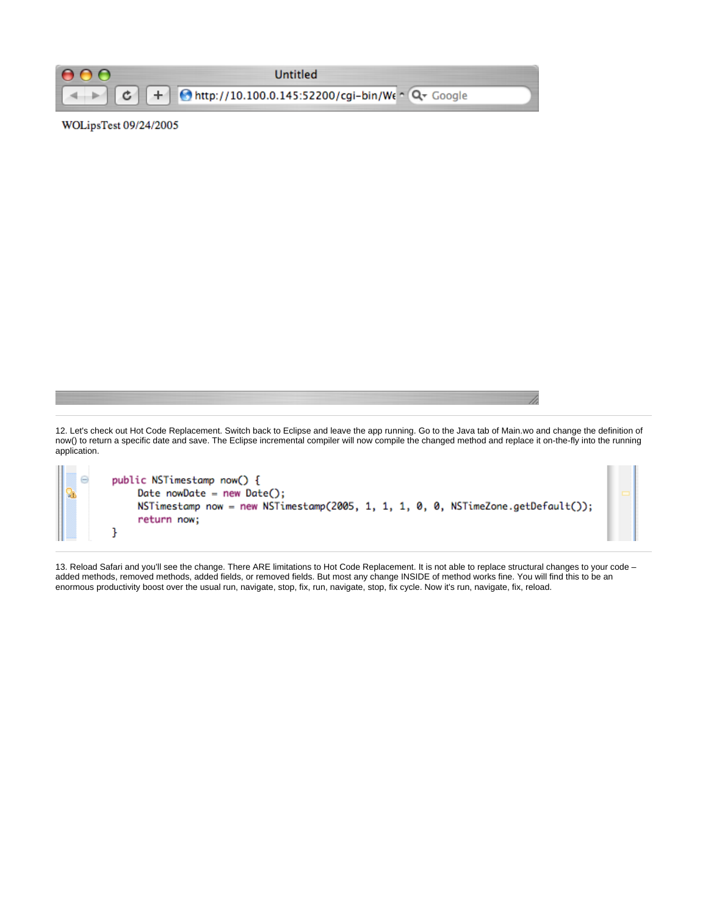WOLipsTest 09/24/2005

12. Let's check out Hot Code Replacement. Switch back to Eclipse and leave the app running. Go to the Java tab of Main.wo and change the definition of now() to return a specific date and save. The Eclipse incremental compiler will now compile the changed method and replace it on-the-fly into the running application.

```
public NSTimestamp now() {
    Date nowDate = new Date();
    NSTimestamp now = new NSTimestamp(2005, 1, 1, 1, 0, 0, NSTimeZone.getDefault());
    return now;
}
```

13. Reload Safari and you'll see the change. There ARE limitations to Hot Code Replacement. It is not able to replace structural changes to your code – added methods, removed methods, added fields, or removed fields. But most any change INSIDE of method works fine. You will find this to be an enormous productivity boost over the usual run, navigate, stop, fix, run, navigate, stop, fix cycle. Now it's run, navigate, fix, reload.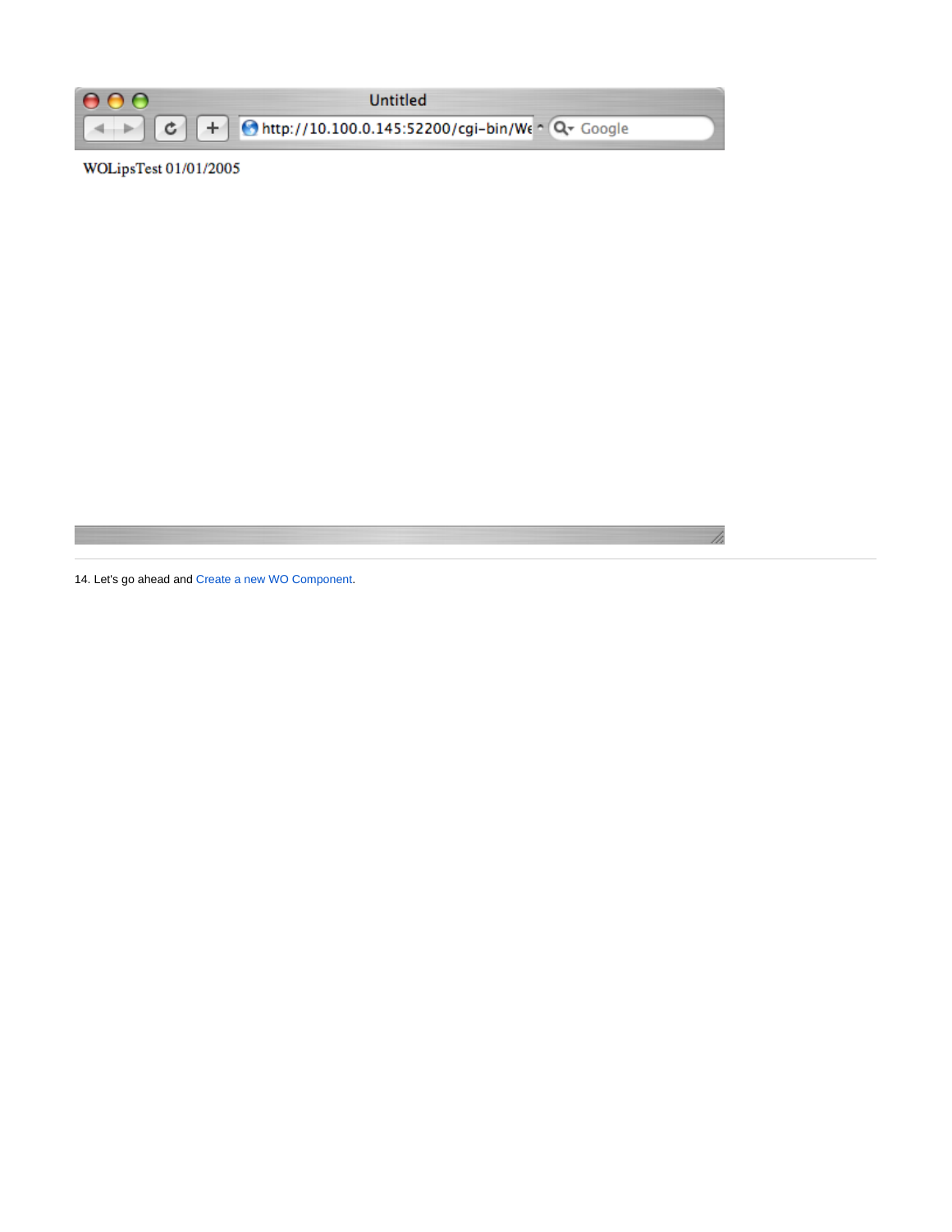14. Let's go ahead and Create a new WO Component.